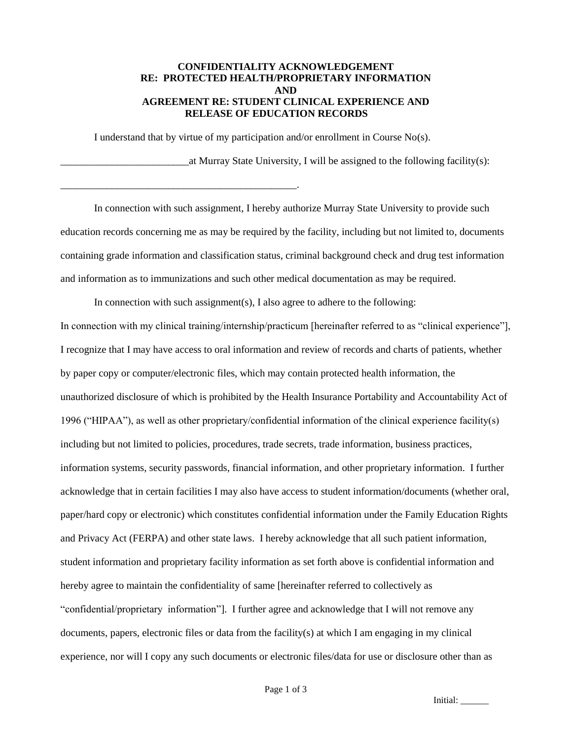**CONFIDENTIALITY ACKNOWLEDGEMENT**
**RE: PROTECTED HEALTH/PROPRIETARY INFORMATION**
**AND**
**AGREEMENT RE: STUDENT CLINICAL EXPERIENCE AND RELEASE OF EDUCATION RECORDS**

I understand that by virtue of my participation and/or enrollment in Course No(s). _________________________at Murray State University, I will be assigned to the following facility(s): ________________________________________________.

In connection with such assignment, I hereby authorize Murray State University to provide such education records concerning me as may be required by the facility, including but not limited to, documents containing grade information and classification status, criminal background check and drug test information and information as to immunizations and such other medical documentation as may be required.

In connection with such assignment(s), I also agree to adhere to the following:

In connection with my clinical training/internship/practicum [hereinafter referred to as "clinical experience"], I recognize that I may have access to oral information and review of records and charts of patients, whether by paper copy or computer/electronic files, which may contain protected health information, the unauthorized disclosure of which is prohibited by the Health Insurance Portability and Accountability Act of 1996 ("HIPAA"), as well as other proprietary/confidential information of the clinical experience facility(s) including but not limited to policies, procedures, trade secrets, trade information, business practices, information systems, security passwords, financial information, and other proprietary information. I further acknowledge that in certain facilities I may also have access to student information/documents (whether oral, paper/hard copy or electronic) which constitutes confidential information under the Family Education Rights and Privacy Act (FERPA) and other state laws. I hereby acknowledge that all such patient information, student information and proprietary facility information as set forth above is confidential information and hereby agree to maintain the confidentiality of same [hereinafter referred to collectively as "confidential/proprietary information"]. I further agree and acknowledge that I will not remove any documents, papers, electronic files or data from the facility(s) at which I am engaging in my clinical experience, nor will I copy any such documents or electronic files/data for use or disclosure other than as

Initial: ______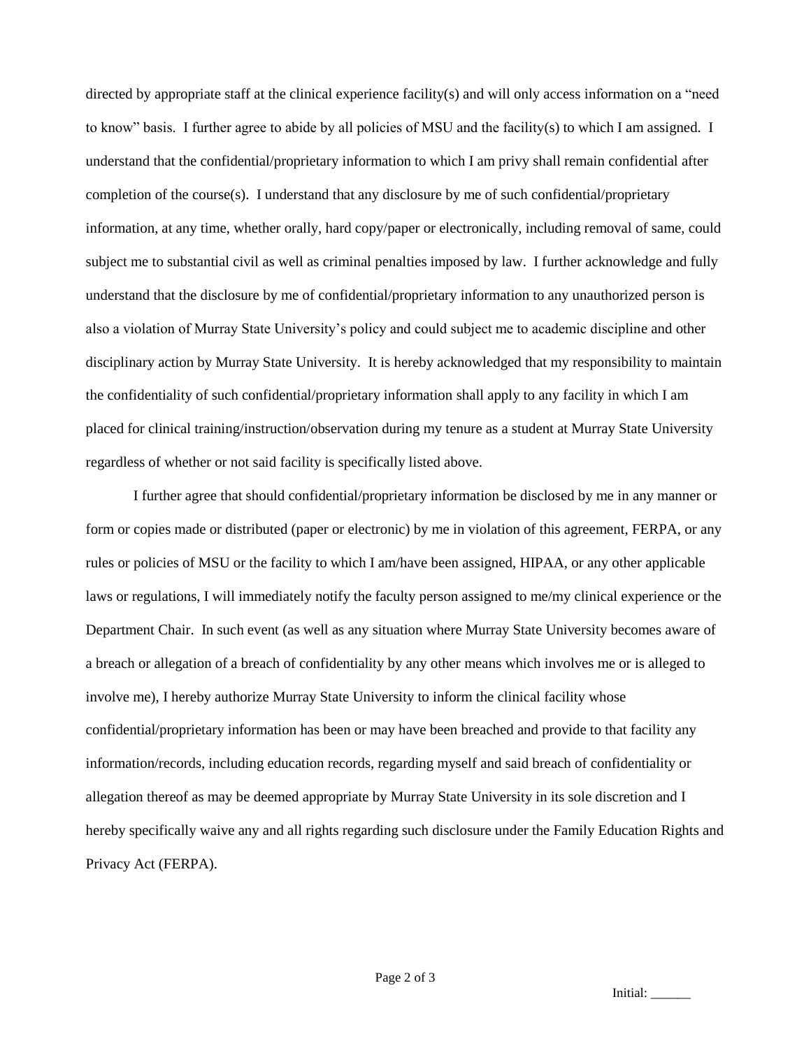directed by appropriate staff at the clinical experience facility(s) and will only access information on a "need to know" basis. I further agree to abide by all policies of MSU and the facility(s) to which I am assigned. I understand that the confidential/proprietary information to which I am privy shall remain confidential after completion of the course(s). I understand that any disclosure by me of such confidential/proprietary information, at any time, whether orally, hard copy/paper or electronically, including removal of same, could subject me to substantial civil as well as criminal penalties imposed by law. I further acknowledge and fully understand that the disclosure by me of confidential/proprietary information to any unauthorized person is also a violation of Murray State University's policy and could subject me to academic discipline and other disciplinary action by Murray State University. It is hereby acknowledged that my responsibility to maintain the confidentiality of such confidential/proprietary information shall apply to any facility in which I am placed for clinical training/instruction/observation during my tenure as a student at Murray State University regardless of whether or not said facility is specifically listed above.

I further agree that should confidential/proprietary information be disclosed by me in any manner or form or copies made or distributed (paper or electronic) by me in violation of this agreement, FERPA, or any rules or policies of MSU or the facility to which I am/have been assigned, HIPAA, or any other applicable laws or regulations, I will immediately notify the faculty person assigned to me/my clinical experience or the Department Chair. In such event (as well as any situation where Murray State University becomes aware of a breach or allegation of a breach of confidentiality by any other means which involves me or is alleged to involve me), I hereby authorize Murray State University to inform the clinical facility whose confidential/proprietary information has been or may have been breached and provide to that facility any information/records, including education records, regarding myself and said breach of confidentiality or allegation thereof as may be deemed appropriate by Murray State University in its sole discretion and I hereby specifically waive any and all rights regarding such disclosure under the Family Education Rights and Privacy Act (FERPA).

Initial: ______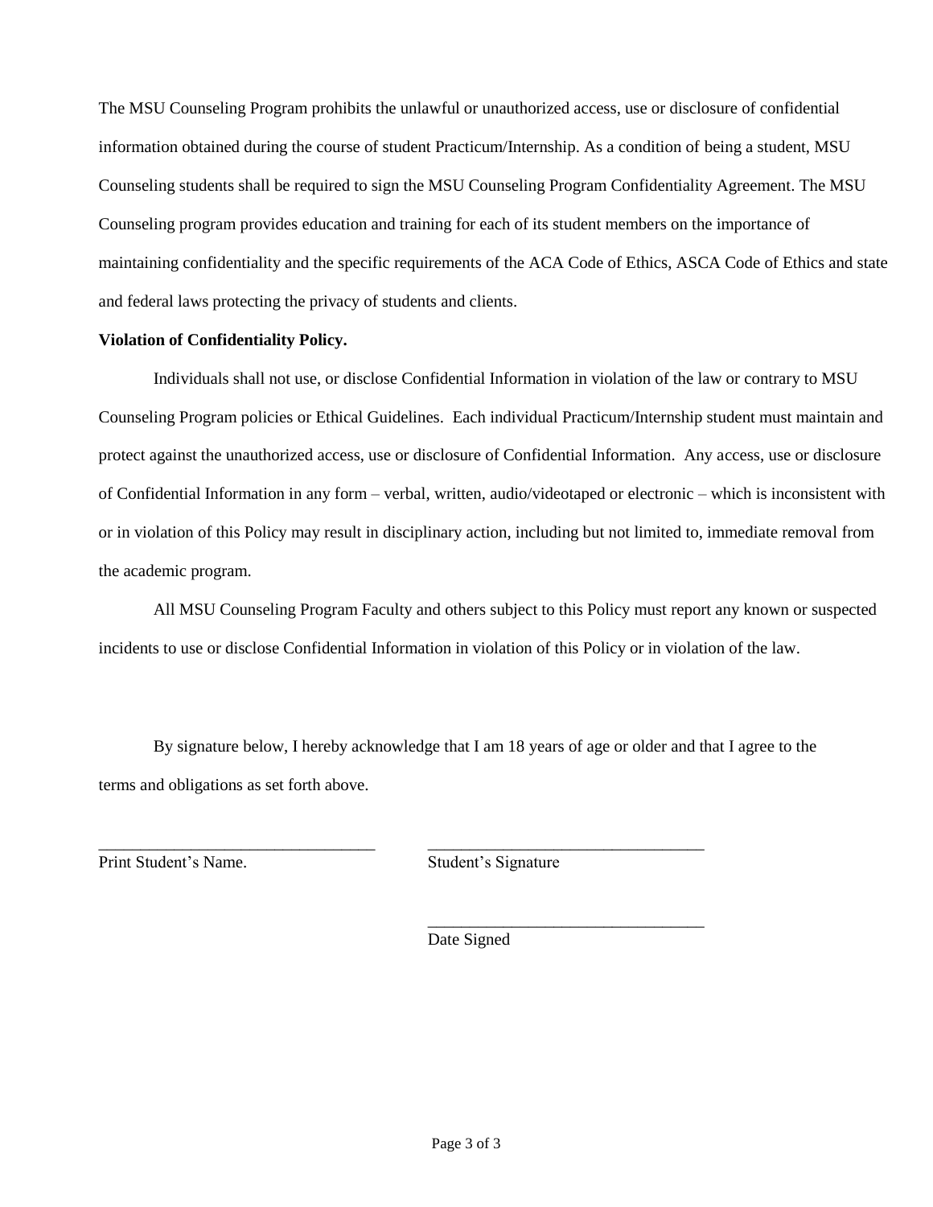The MSU Counseling Program prohibits the unlawful or unauthorized access, use or disclosure of confidential information obtained during the course of student Practicum/Internship. As a condition of being a student, MSU Counseling students shall be required to sign the MSU Counseling Program Confidentiality Agreement. The MSU Counseling program provides education and training for each of its student members on the importance of maintaining confidentiality and the specific requirements of the ACA Code of Ethics, ASCA Code of Ethics and state and federal laws protecting the privacy of students and clients.

**Violation of Confidentiality Policy.**

Individuals shall not use, or disclose Confidential Information in violation of the law or contrary to MSU Counseling Program policies or Ethical Guidelines. Each individual Practicum/Internship student must maintain and protect against the unauthorized access, use or disclosure of Confidential Information. Any access, use or disclosure of Confidential Information in any form – verbal, written, audio/videotaped or electronic – which is inconsistent with or in violation of this Policy may result in disciplinary action, including but not limited to, immediate removal from the academic program.

All MSU Counseling Program Faculty and others subject to this Policy must report any known or suspected incidents to use or disclose Confidential Information in violation of this Policy or in violation of the law.

By signature below, I hereby acknowledge that I am 18 years of age or older and that I agree to the terms and obligations as set forth above.

_________________________________ _________________________________

Print Student's Name. Student's Signature

_________________________________

Date Signed